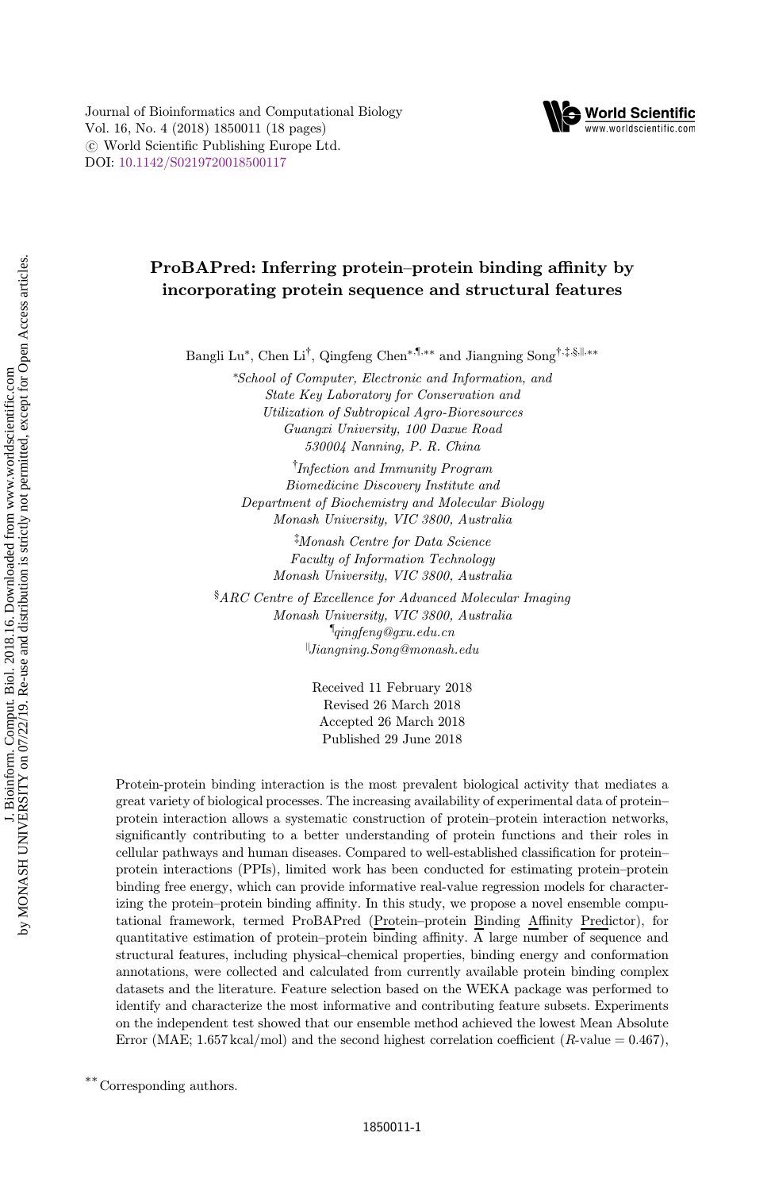# ProBAPred: Inferring protein–protein binding affinity by incorporating protein sequence and structural features

Bangli Lu[*], Chen Li[†], Qingfeng Chen[*,¶,**] and Jiangning Song[†,‡,§,‖,**]

[*]*School of Computer, Electronic and Information, and State Key Laboratory for Conservation and Utilization of Subtropical Agro-Bioresources Guangxi University, 100 Daxue Road 530004 Nanning, P. R. China*

[†]*Infection and Immunity Program Biomedicine Discovery Institute and Department of Biochemistry and Molecular Biology Monash University, VIC 3800, Australia*

[‡]*Monash Centre for Data Science Faculty of Information Technology Monash University, VIC 3800, Australia*

[§]*ARC Centre of Excellence for Advanced Molecular Imaging Monash University, VIC 3800, Australia*

[¶]*qingfeng@gxu.edu.cn*

[‖]*Jiangning.Song@monash.edu*

Received 11 February 2018
Revised 26 March 2018
Accepted 26 March 2018
Published 29 June 2018

Protein-protein binding interaction is the most prevalent biological activity that mediates a great variety of biological processes. The increasing availability of experimental data of protein–protein interaction allows a systematic construction of protein–protein interaction networks, significantly contributing to a better understanding of protein functions and their roles in cellular pathways and human diseases. Compared to well-established classification for protein–protein interactions (PPIs), limited work has been conducted for estimating protein–protein binding free energy, which can provide informative real-value regression models for characterizing the protein–protein binding affinity. In this study, we propose a novel ensemble computational framework, termed ProBAPred (Protein–protein Binding Affinity Predictor), for quantitative estimation of protein–protein binding affinity. A large number of sequence and structural features, including physical–chemical properties, binding energy and conformation annotations, were collected and calculated from currently available protein binding complex datasets and the literature. Feature selection based on the WEKA package was performed to identify and characterize the most informative and contributing feature subsets. Experiments on the independent test showed that our ensemble method achieved the lowest Mean Absolute Error (MAE; 1.657 kcal/mol) and the second highest correlation coefficient ($R$-value = 0.467),

[**]Corresponding authors.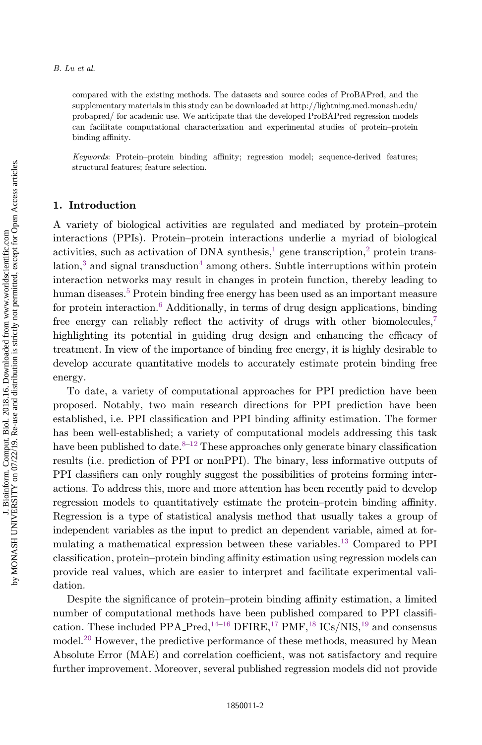compared with the existing methods. The datasets and source codes of ProBAPred, and the supplementary materials in this study can be downloaded at http://lightning.med.monash.edu/probapred/ for academic use. We anticipate that the developed ProBAPred regression models can facilitate computational characterization and experimental studies of protein–protein binding affinity.

*Keywords*: Protein–protein binding affinity; regression model; sequence-derived features; structural features; feature selection.

## 1. Introduction

A variety of biological activities are regulated and mediated by protein–protein interactions (PPIs). Protein–protein interactions underlie a myriad of biological activities, such as activation of DNA synthesis,[1] gene transcription,[2] protein translation,[3] and signal transduction[4] among others. Subtle interruptions within protein interaction networks may result in changes in protein function, thereby leading to human diseases.[5] Protein binding free energy has been used as an important measure for protein interaction.[6] Additionally, in terms of drug design applications, binding free energy can reliably reflect the activity of drugs with other biomolecules,[7] highlighting its potential in guiding drug design and enhancing the efficacy of treatment. In view of the importance of binding free energy, it is highly desirable to develop accurate quantitative models to accurately estimate protein binding free energy.

To date, a variety of computational approaches for PPI prediction have been proposed. Notably, two main research directions for PPI prediction have been established, i.e. PPI classification and PPI binding affinity estimation. The former has been well-established; a variety of computational models addressing this task have been published to date.[8–12] These approaches only generate binary classification results (i.e. prediction of PPI or nonPPI). The binary, less informative outputs of PPI classifiers can only roughly suggest the possibilities of proteins forming interactions. To address this, more and more attention has been recently paid to develop regression models to quantitatively estimate the protein–protein binding affinity. Regression is a type of statistical analysis method that usually takes a group of independent variables as the input to predict an dependent variable, aimed at formulating a mathematical expression between these variables.[13] Compared to PPI classification, protein–protein binding affinity estimation using regression models can provide real values, which are easier to interpret and facilitate experimental validation.

Despite the significance of protein–protein binding affinity estimation, a limited number of computational methods have been published compared to PPI classification. These included PPA_Pred,[14–16] DFIRE,[17] PMF,[18] ICs/NIS,[19] and consensus model.[20] However, the predictive performance of these methods, measured by Mean Absolute Error (MAE) and correlation coefficient, was not satisfactory and require further improvement. Moreover, several published regression models did not provide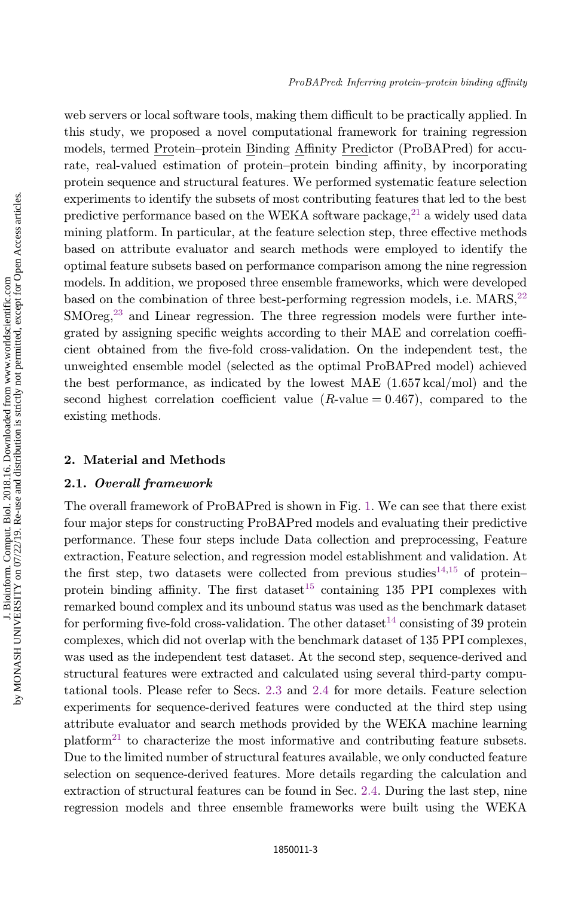web servers or local software tools, making them difficult to be practically applied. In this study, we proposed a novel computational framework for training regression models, termed Protein–protein Binding Affinity Predictor (ProBAPred) for accurate, real-valued estimation of protein–protein binding affinity, by incorporating protein sequence and structural features. We performed systematic feature selection experiments to identify the subsets of most contributing features that led to the best predictive performance based on the WEKA software package,[21] a widely used data mining platform. In particular, at the feature selection step, three effective methods based on attribute evaluator and search methods were employed to identify the optimal feature subsets based on performance comparison among the nine regression models. In addition, we proposed three ensemble frameworks, which were developed based on the combination of three best-performing regression models, i.e. MARS,[22] SMOreg,[23] and Linear regression. The three regression models were further integrated by assigning specific weights according to their MAE and correlation coefficient obtained from the five-fold cross-validation. On the independent test, the unweighted ensemble model (selected as the optimal ProBAPred model) achieved the best performance, as indicated by the lowest MAE (1.657 kcal/mol) and the second highest correlation coefficient value ($R$-value = 0.467), compared to the existing methods.

## 2. Material and Methods

### 2.1. *Overall framework*

The overall framework of ProBAPred is shown in Fig. 1. We can see that there exist four major steps for constructing ProBAPred models and evaluating their predictive performance. These four steps include Data collection and preprocessing, Feature extraction, Feature selection, and regression model establishment and validation. At the first step, two datasets were collected from previous studies[14,15] of protein–protein binding affinity. The first dataset[15] containing 135 PPI complexes with remarked bound complex and its unbound status was used as the benchmark dataset for performing five-fold cross-validation. The other dataset[14] consisting of 39 protein complexes, which did not overlap with the benchmark dataset of 135 PPI complexes, was used as the independent test dataset. At the second step, sequence-derived and structural features were extracted and calculated using several third-party computational tools. Please refer to Secs. 2.3 and 2.4 for more details. Feature selection experiments for sequence-derived features were conducted at the third step using attribute evaluator and search methods provided by the WEKA machine learning platform[21] to characterize the most informative and contributing feature subsets. Due to the limited number of structural features available, we only conducted feature selection on sequence-derived features. More details regarding the calculation and extraction of structural features can be found in Sec. 2.4. During the last step, nine regression models and three ensemble frameworks were built using the WEKA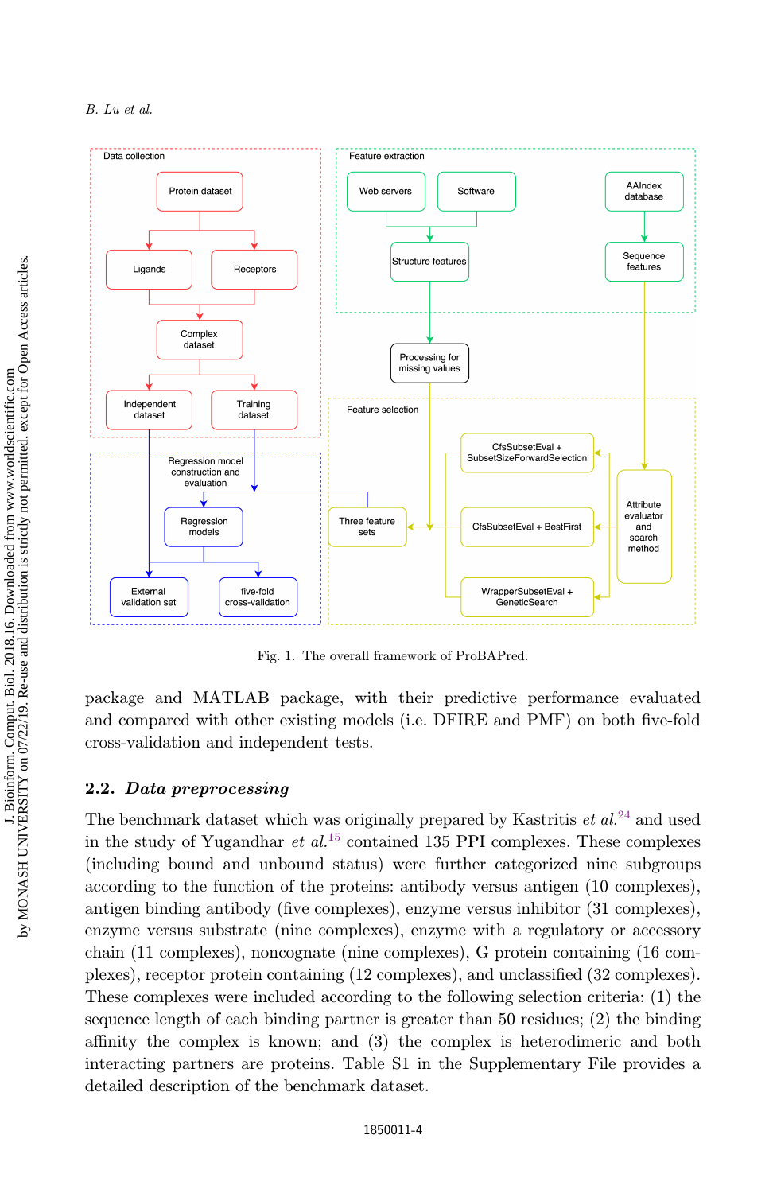Fig. 1. The overall framework of ProBAPred.

package and MATLAB package, with their predictive performance evaluated and compared with other existing models (i.e. DFIRE and PMF) on both five-fold cross-validation and independent tests.

### 2.2. *Data preprocessing*

The benchmark dataset which was originally prepared by Kastritis *et al.*[24] and used in the study of Yugandhar *et al.*[15] contained 135 PPI complexes. These complexes (including bound and unbound status) were further categorized nine subgroups according to the function of the proteins: antibody versus antigen (10 complexes), antigen binding antibody (five complexes), enzyme versus inhibitor (31 complexes), enzyme versus substrate (nine complexes), enzyme with a regulatory or accessory chain (11 complexes), noncognate (nine complexes), G protein containing (16 complexes), receptor protein containing (12 complexes), and unclassified (32 complexes). These complexes were included according to the following selection criteria: (1) the sequence length of each binding partner is greater than 50 residues; (2) the binding affinity the complex is known; and (3) the complex is heterodimeric and both interacting partners are proteins. Table S1 in the Supplementary File provides a detailed description of the benchmark dataset.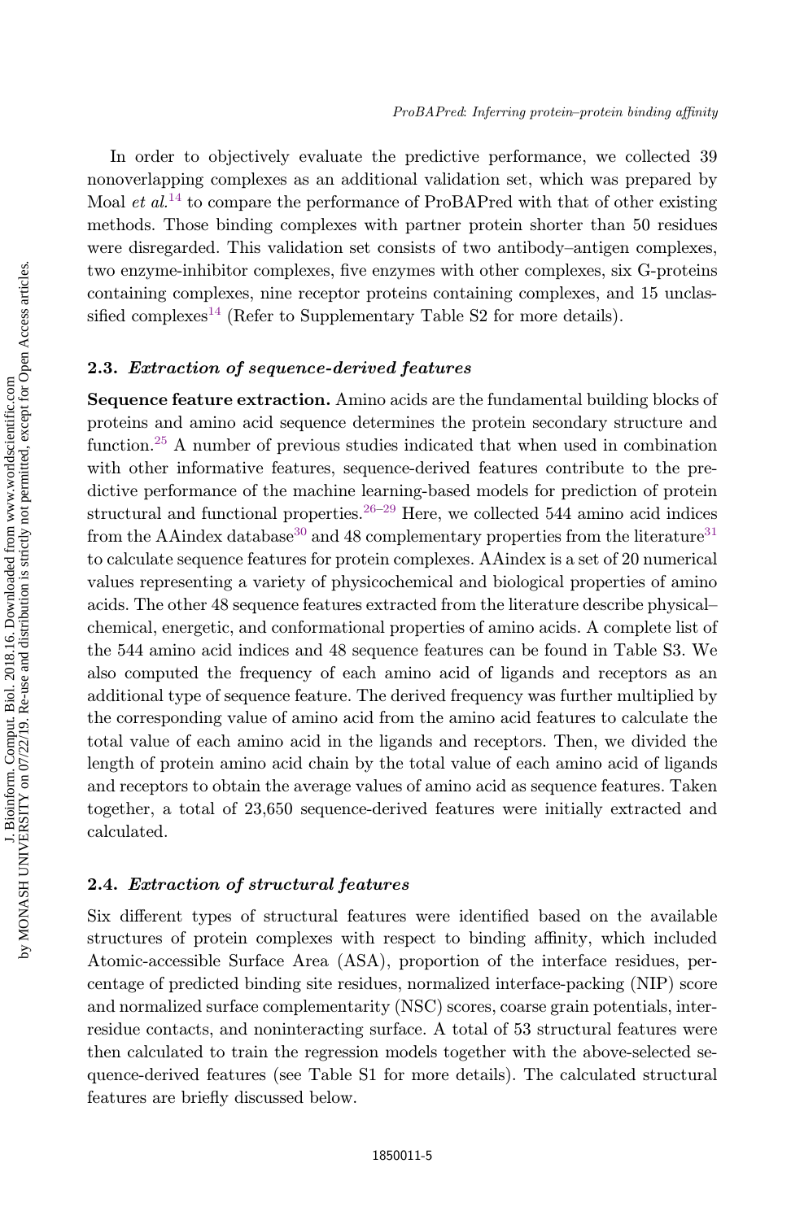In order to objectively evaluate the predictive performance, we collected 39 nonoverlapping complexes as an additional validation set, which was prepared by Moal *et al.*[14] to compare the performance of ProBAPred with that of other existing methods. Those binding complexes with partner protein shorter than 50 residues were disregarded. This validation set consists of two antibody–antigen complexes, two enzyme-inhibitor complexes, five enzymes with other complexes, six G-proteins containing complexes, nine receptor proteins containing complexes, and 15 unclassified complexes[14] (Refer to Supplementary Table S2 for more details).

### 2.3. *Extraction of sequence-derived features*

**Sequence feature extraction.** Amino acids are the fundamental building blocks of proteins and amino acid sequence determines the protein secondary structure and function.[25] A number of previous studies indicated that when used in combination with other informative features, sequence-derived features contribute to the predictive performance of the machine learning-based models for prediction of protein structural and functional properties.[26–29] Here, we collected 544 amino acid indices from the AAindex database[30] and 48 complementary properties from the literature[31] to calculate sequence features for protein complexes. AAindex is a set of 20 numerical values representing a variety of physicochemical and biological properties of amino acids. The other 48 sequence features extracted from the literature describe physical–chemical, energetic, and conformational properties of amino acids. A complete list of the 544 amino acid indices and 48 sequence features can be found in Table S3. We also computed the frequency of each amino acid of ligands and receptors as an additional type of sequence feature. The derived frequency was further multiplied by the corresponding value of amino acid from the amino acid features to calculate the total value of each amino acid in the ligands and receptors. Then, we divided the length of protein amino acid chain by the total value of each amino acid of ligands and receptors to obtain the average values of amino acid as sequence features. Taken together, a total of 23,650 sequence-derived features were initially extracted and calculated.

### 2.4. *Extraction of structural features*

Six different types of structural features were identified based on the available structures of protein complexes with respect to binding affinity, which included Atomic-accessible Surface Area (ASA), proportion of the interface residues, percentage of predicted binding site residues, normalized interface-packing (NIP) score and normalized surface complementarity (NSC) scores, coarse grain potentials, inter-residue contacts, and noninteracting surface. A total of 53 structural features were then calculated to train the regression models together with the above-selected sequence-derived features (see Table S1 for more details). The calculated structural features are briefly discussed below.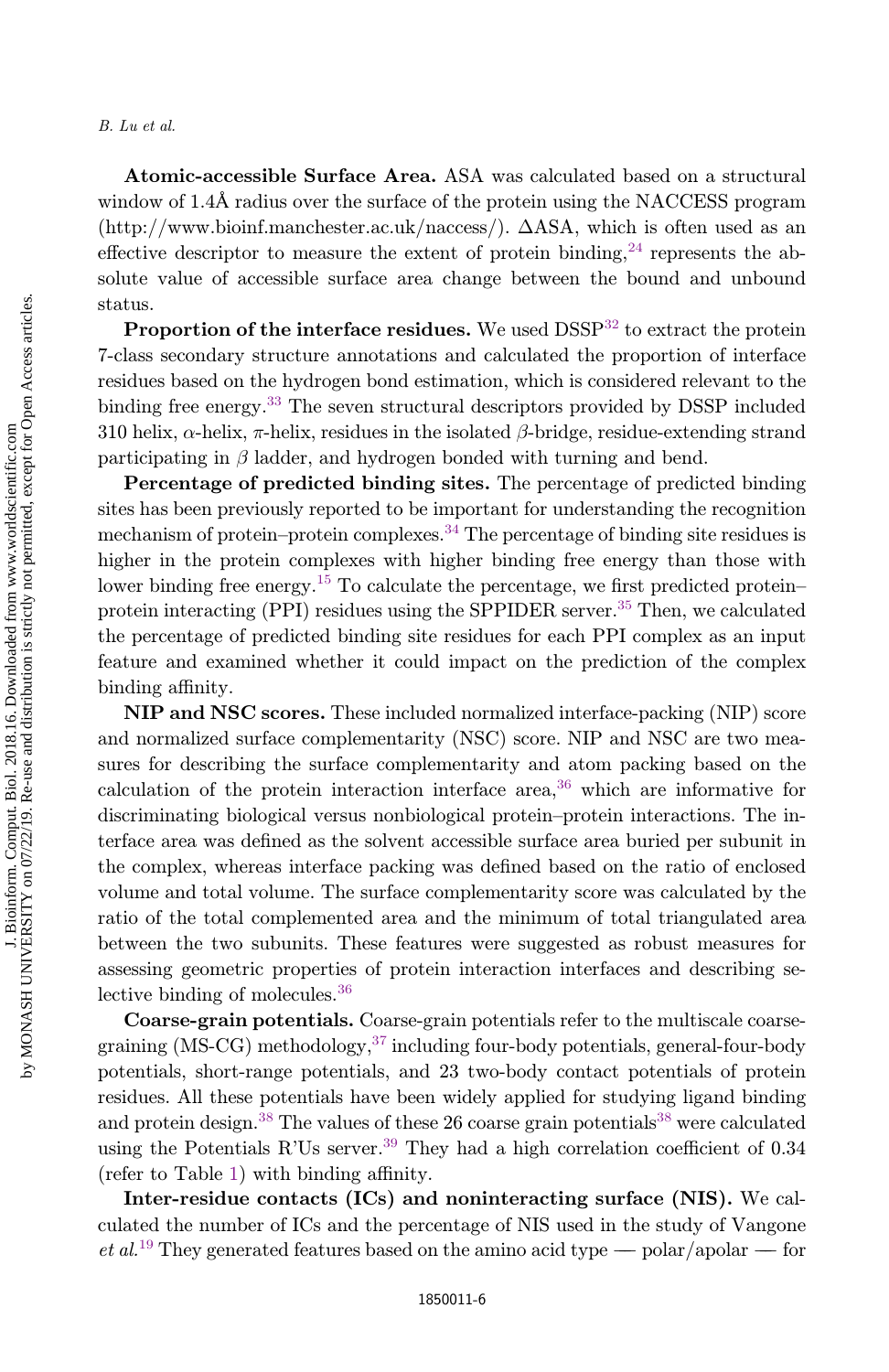**Atomic-accessible Surface Area.** ASA was calculated based on a structural window of 1.4Å radius over the surface of the protein using the NACCESS program (http://www.bioinf.manchester.ac.uk/naccess/). ΔASA, which is often used as an effective descriptor to measure the extent of protein binding,[24] represents the absolute value of accessible surface area change between the bound and unbound status.

**Proportion of the interface residues.** We used DSSP[32] to extract the protein 7-class secondary structure annotations and calculated the proportion of interface residues based on the hydrogen bond estimation, which is considered relevant to the binding free energy.[33] The seven structural descriptors provided by DSSP included 310 helix, $\alpha$-helix, $\pi$-helix, residues in the isolated $\beta$-bridge, residue-extending strand participating in $\beta$ ladder, and hydrogen bonded with turning and bend.

**Percentage of predicted binding sites.** The percentage of predicted binding sites has been previously reported to be important for understanding the recognition mechanism of protein–protein complexes.[34] The percentage of binding site residues is higher in the protein complexes with higher binding free energy than those with lower binding free energy.[15] To calculate the percentage, we first predicted protein–protein interacting (PPI) residues using the SPPIDER server.[35] Then, we calculated the percentage of predicted binding site residues for each PPI complex as an input feature and examined whether it could impact on the prediction of the complex binding affinity.

**NIP and NSC scores.** These included normalized interface-packing (NIP) score and normalized surface complementarity (NSC) score. NIP and NSC are two measures for describing the surface complementarity and atom packing based on the calculation of the protein interaction interface area,[36] which are informative for discriminating biological versus nonbiological protein–protein interactions. The interface area was defined as the solvent accessible surface area buried per subunit in the complex, whereas interface packing was defined based on the ratio of enclosed volume and total volume. The surface complementarity score was calculated by the ratio of the total complemented area and the minimum of total triangulated area between the two subunits. These features were suggested as robust measures for assessing geometric properties of protein interaction interfaces and describing selective binding of molecules.[36]

**Coarse-grain potentials.** Coarse-grain potentials refer to the multiscale coarse-graining (MS-CG) methodology,[37] including four-body potentials, general-four-body potentials, short-range potentials, and 23 two-body contact potentials of protein residues. All these potentials have been widely applied for studying ligand binding and protein design.[38] The values of these 26 coarse grain potentials[38] were calculated using the Potentials R'Us server.[39] They had a high correlation coefficient of 0.34 (refer to Table 1) with binding affinity.

**Inter-residue contacts (ICs) and noninteracting surface (NIS).** We calculated the number of ICs and the percentage of NIS used in the study of Vangone *et al.*[19] They generated features based on the amino acid type — polar/apolar — for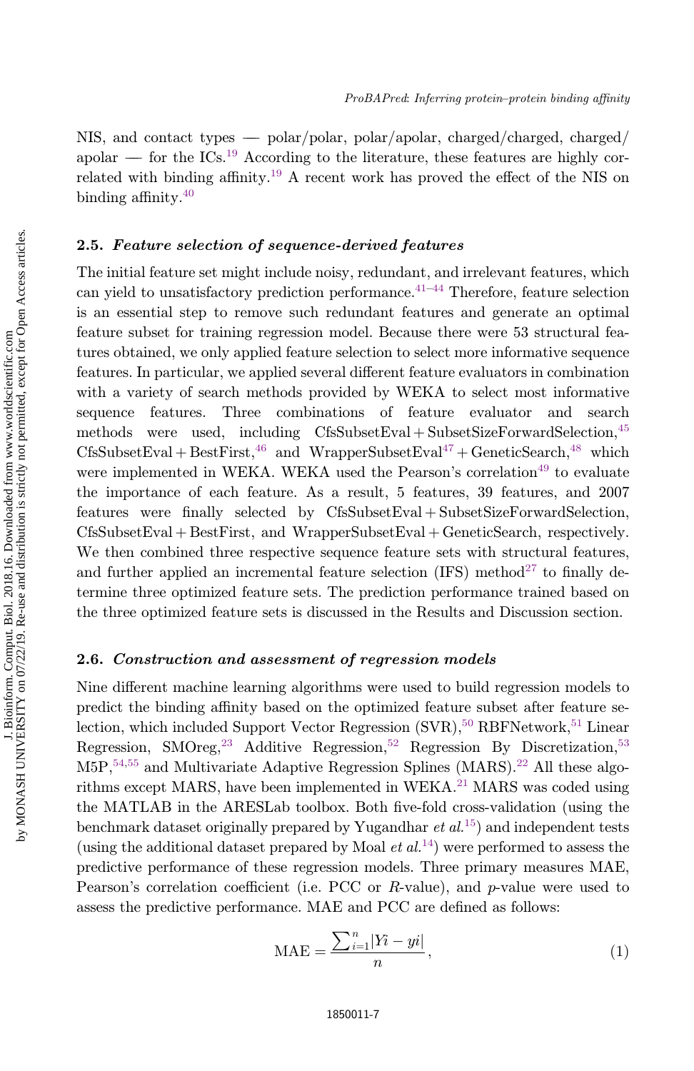NIS, and contact types — polar/polar, polar/apolar, charged/charged, charged/apolar — for the ICs.[19] According to the literature, these features are highly correlated with binding affinity.[19] A recent work has proved the effect of the NIS on binding affinity.[40]

### 2.5. *Feature selection of sequence-derived features*

The initial feature set might include noisy, redundant, and irrelevant features, which can yield to unsatisfactory prediction performance.[41–44] Therefore, feature selection is an essential step to remove such redundant features and generate an optimal feature subset for training regression model. Because there were 53 structural features obtained, we only applied feature selection to select more informative sequence features. In particular, we applied several different feature evaluators in combination with a variety of search methods provided by WEKA to select most informative sequence features. Three combinations of feature evaluator and search methods were used, including CfsSubsetEval + SubsetSizeForwardSelection,[45] CfsSubsetEval + BestFirst,[46] and WrapperSubsetEval[47] + GeneticSearch,[48] which were implemented in WEKA. WEKA used the Pearson's correlation[49] to evaluate the importance of each feature. As a result, 5 features, 39 features, and 2007 features were finally selected by CfsSubsetEval + SubsetSizeForwardSelection, CfsSubsetEval + BestFirst, and WrapperSubsetEval + GeneticSearch, respectively. We then combined three respective sequence feature sets with structural features, and further applied an incremental feature selection (IFS) method[27] to finally determine three optimized feature sets. The prediction performance trained based on the three optimized feature sets is discussed in the Results and Discussion section.

### 2.6. *Construction and assessment of regression models*

Nine different machine learning algorithms were used to build regression models to predict the binding affinity based on the optimized feature subset after feature selection, which included Support Vector Regression (SVR),[50] RBFNetwork,[51] Linear Regression, SMOreg,[23] Additive Regression,[52] Regression By Discretization,[53] M5P,[54,55] and Multivariate Adaptive Regression Splines (MARS).[22] All these algorithms except MARS, have been implemented in WEKA.[21] MARS was coded using the MATLAB in the ARESLab toolbox. Both five-fold cross-validation (using the benchmark dataset originally prepared by Yugandhar *et al.*[15]) and independent tests (using the additional dataset prepared by Moal *et al.*[14]) were performed to assess the predictive performance of these regression models. Three primary measures MAE, Pearson's correlation coefficient (i.e. PCC or $R$-value), and $p$-value were used to assess the predictive performance. MAE and PCC are defined as follows:

$$\mathrm{MAE} = \frac{\sum_{i=1}^{n} |Yi - yi|}{n}, \tag{1}$$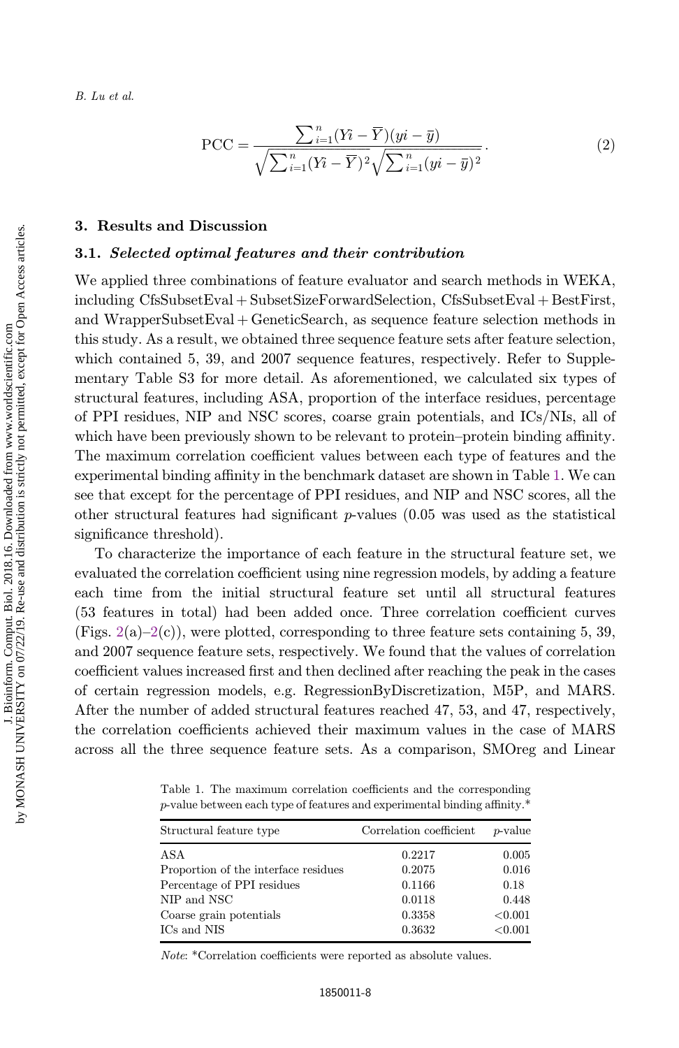$$\text{PCC} = \frac{\sum_{i=1}^{n}(Yi - \overline{Y})(yi - \overline{y})}{\sqrt{\sum_{i=1}^{n}(Yi - \overline{Y})^2}\sqrt{\sum_{i=1}^{n}(yi - \overline{y})^2}}. \tag{2}$$

## 3. Results and Discussion

### 3.1. *Selected optimal features and their contribution*

We applied three combinations of feature evaluator and search methods in WEKA, including CfsSubsetEval + SubsetSizeForwardSelection, CfsSubsetEval + BestFirst, and WrapperSubsetEval + GeneticSearch, as sequence feature selection methods in this study. As a result, we obtained three sequence feature sets after feature selection, which contained 5, 39, and 2007 sequence features, respectively. Refer to Supplementary Table S3 for more detail. As aforementioned, we calculated six types of structural features, including ASA, proportion of the interface residues, percentage of PPI residues, NIP and NSC scores, coarse grain potentials, and ICs/NIs, all of which have been previously shown to be relevant to protein–protein binding affinity. The maximum correlation coefficient values between each type of features and the experimental binding affinity in the benchmark dataset are shown in Table 1. We can see that except for the percentage of PPI residues, and NIP and NSC scores, all the other structural features had significant $p$-values (0.05 was used as the statistical significance threshold).

To characterize the importance of each feature in the structural feature set, we evaluated the correlation coefficient using nine regression models, by adding a feature each time from the initial structural feature set until all structural features (53 features in total) had been added once. Three correlation coefficient curves (Figs. 2(a)–2(c)), were plotted, corresponding to three feature sets containing 5, 39, and 2007 sequence feature sets, respectively. We found that the values of correlation coefficient values increased first and then declined after reaching the peak in the cases of certain regression models, e.g. RegressionByDiscretization, M5P, and MARS. After the number of added structural features reached 47, 53, and 47, respectively, the correlation coefficients achieved their maximum values in the case of MARS across all the three sequence feature sets. As a comparison, SMOreg and Linear

Table 1. The maximum correlation coefficients and the corresponding $p$-value between each type of features and experimental binding affinity.*

| Structural feature type | Correlation coefficient | $p$-value |
|---|---|---|
| ASA | 0.2217 | 0.005 |
| Proportion of the interface residues | 0.2075 | 0.016 |
| Percentage of PPI residues | 0.1166 | 0.18 |
| NIP and NSC | 0.0118 | 0.448 |
| Coarse grain potentials | 0.3358 | <0.001 |
| ICs and NIS | 0.3632 | <0.001 |

*Note*: *Correlation coefficients were reported as absolute values.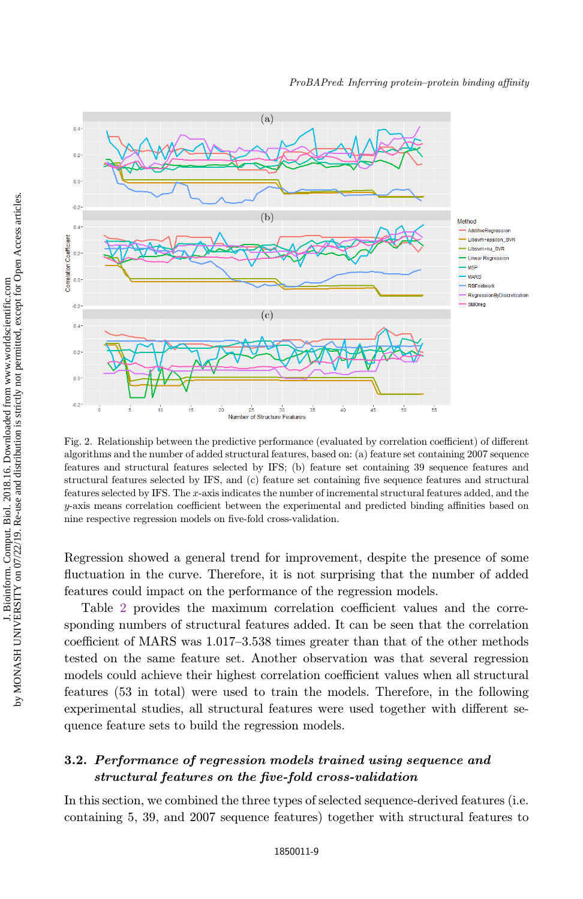Fig. 2. Relationship between the predictive performance (evaluated by correlation coefficient) of different algorithms and the number of added structural features, based on: (a) feature set containing 2007 sequence features and structural features selected by IFS; (b) feature set containing 39 sequence features and structural features selected by IFS, and (c) feature set containing five sequence features and structural features selected by IFS. The $x$-axis indicates the number of incremental structural features added, and the $y$-axis means correlation coefficient between the experimental and predicted binding affinities based on nine respective regression models on five-fold cross-validation.

Regression showed a general trend for improvement, despite the presence of some fluctuation in the curve. Therefore, it is not surprising that the number of added features could impact on the performance of the regression models.

Table 2 provides the maximum correlation coefficient values and the corresponding numbers of structural features added. It can be seen that the correlation coefficient of MARS was 1.017–3.538 times greater than that of the other methods tested on the same feature set. Another observation was that several regression models could achieve their highest correlation coefficient values when all structural features (53 in total) were used to train the models. Therefore, in the following experimental studies, all structural features were used together with different sequence feature sets to build the regression models.

## 3.2. *Performance of regression models trained using sequence and structural features on the five-fold cross-validation*

In this section, we combined the three types of selected sequence-derived features (i.e. containing 5, 39, and 2007 sequence features) together with structural features to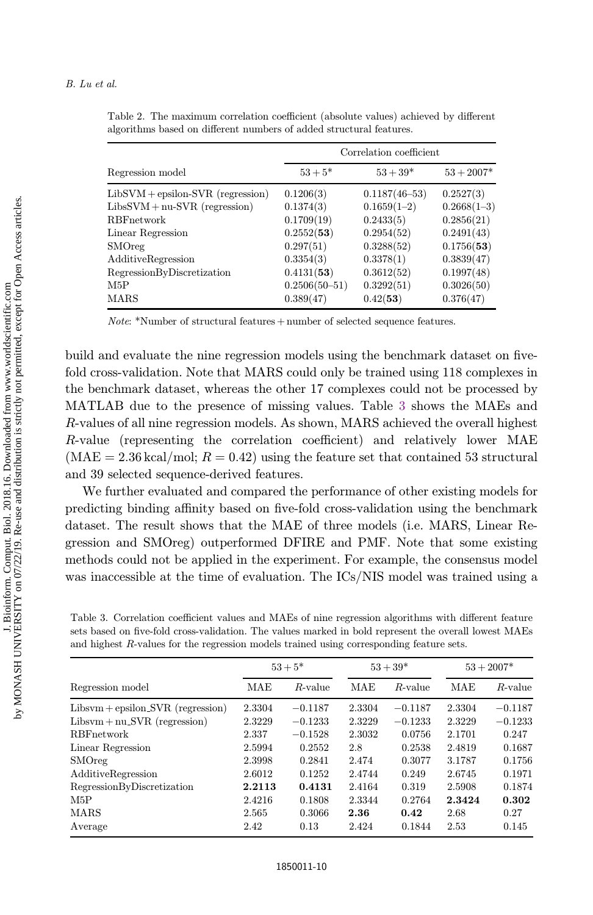Table 2. The maximum correlation coefficient (absolute values) achieved by different algorithms based on different numbers of added structural features.

| Regression model | Correlation coefficient | | |
|---|---|---|---|
| | 53 + 5* | 53 + 39* | 53 + 2007* |
| LibSVM + epsilon-SVR (regression) | 0.1206(3) | 0.1187(46–53) | 0.2527(3) |
| LibsSVM + nu-SVR (regression) | 0.1374(3) | 0.1659(1–2) | 0.2668(1–3) |
| RBFnetwork | 0.1709(19) | 0.2433(5) | 0.2856(21) |
| Linear Regression | 0.2552(**53**) | 0.2954(52) | 0.2491(43) |
| SMOreg | 0.297(51) | 0.3288(52) | 0.1756(**53**) |
| AdditiveRegression | 0.3354(3) | 0.3378(1) | 0.3839(47) |
| RegressionByDiscretization | 0.4131(**53**) | 0.3612(52) | 0.1997(48) |
| M5P | 0.2506(50–51) | 0.3292(51) | 0.3026(50) |
| MARS | 0.389(47) | 0.42(**53**) | 0.376(47) |

*Note*: *Number of structural features + number of selected sequence features.

build and evaluate the nine regression models using the benchmark dataset on five-fold cross-validation. Note that MARS could only be trained using 118 complexes in the benchmark dataset, whereas the other 17 complexes could not be processed by MATLAB due to the presence of missing values. Table 3 shows the MAEs and $R$-values of all nine regression models. As shown, MARS achieved the overall highest $R$-value (representing the correlation coefficient) and relatively lower MAE ($\mathrm{MAE} = 2.36\,\mathrm{kcal/mol}$; $R = 0.42$) using the feature set that contained 53 structural and 39 selected sequence-derived features.

We further evaluated and compared the performance of other existing models for predicting binding affinity based on five-fold cross-validation using the benchmark dataset. The result shows that the MAE of three models (i.e. MARS, Linear Regression and SMOreg) outperformed DFIRE and PMF. Note that some existing methods could not be applied in the experiment. For example, the consensus model was inaccessible at the time of evaluation. The ICs/NIS model was trained using a

Table 3. Correlation coefficient values and MAEs of nine regression algorithms with different feature sets based on five-fold cross-validation. The values marked in bold represent the overall lowest MAEs and highest $R$-values for the regression models trained using corresponding feature sets.

| Regression model | 53 + 5* | | 53 + 39* | | 53 + 2007* | |
|---|---|---|---|---|---|---|
| | MAE | $R$-value | MAE | $R$-value | MAE | $R$-value |
| Libsvm + epsilon_SVR (regression) | 2.3304 | −0.1187 | 2.3304 | −0.1187 | 2.3304 | −0.1187 |
| Libsvm + nu_SVR (regression) | 2.3229 | −0.1233 | 2.3229 | −0.1233 | 2.3229 | −0.1233 |
| RBFnetwork | 2.337 | −0.1528 | 2.3032 | 0.0756 | 2.1701 | 0.247 |
| Linear Regression | 2.5994 | 0.2552 | 2.8 | 0.2538 | 2.4819 | 0.1687 |
| SMOreg | 2.3998 | 0.2841 | 2.474 | 0.3077 | 3.1787 | 0.1756 |
| AdditiveRegression | 2.6012 | 0.1252 | 2.4744 | 0.249 | 2.6745 | 0.1971 |
| RegressionByDiscretization | **2.2113** | **0.4131** | 2.4164 | 0.319 | 2.5908 | 0.1874 |
| M5P | 2.4216 | 0.1808 | 2.3344 | 0.2764 | **2.3424** | **0.302** |
| MARS | 2.565 | 0.3066 | **2.36** | **0.42** | 2.68 | 0.27 |
| Average | 2.42 | 0.13 | 2.424 | 0.1844 | 2.53 | 0.145 |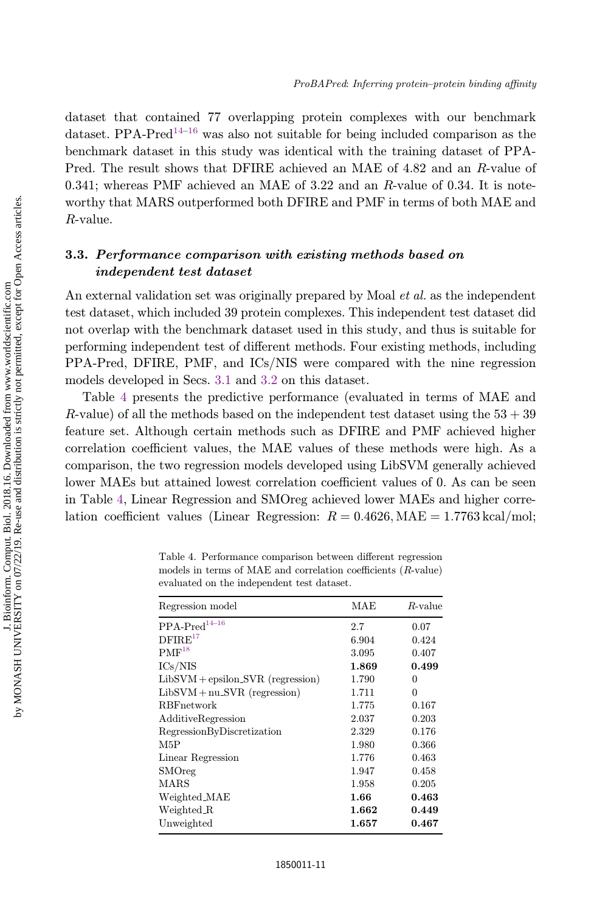dataset that contained 77 overlapping protein complexes with our benchmark dataset. PPA-Pred[14–16] was also not suitable for being included comparison as the benchmark dataset in this study was identical with the training dataset of PPA-Pred. The result shows that DFIRE achieved an MAE of 4.82 and an $R$-value of 0.341; whereas PMF achieved an MAE of 3.22 and an $R$-value of 0.34. It is noteworthy that MARS outperformed both DFIRE and PMF in terms of both MAE and $R$-value.

### 3.3. *Performance comparison with existing methods based on independent test dataset*

An external validation set was originally prepared by Moal *et al.* as the independent test dataset, which included 39 protein complexes. This independent test dataset did not overlap with the benchmark dataset used in this study, and thus is suitable for performing independent test of different methods. Four existing methods, including PPA-Pred, DFIRE, PMF, and ICs/NIS were compared with the nine regression models developed in Secs. 3.1 and 3.2 on this dataset.

Table 4 presents the predictive performance (evaluated in terms of MAE and $R$-value) of all the methods based on the independent test dataset using the $53 + 39$ feature set. Although certain methods such as DFIRE and PMF achieved higher correlation coefficient values, the MAE values of these methods were high. As a comparison, the two regression models developed using LibSVM generally achieved lower MAEs but attained lowest correlation coefficient values of 0. As can be seen in Table 4, Linear Regression and SMOreg achieved lower MAEs and higher correlation coefficient values (Linear Regression: $R = 0.4626, \text{MAE} = 1.7763\,\text{kcal/mol}$;

Table 4. Performance comparison between different regression models in terms of MAE and correlation coefficients ($R$-value) evaluated on the independent test dataset.

| Regression model | MAE | $R$-value |
|---|---|---|
| PPA-Pred[14–16] | 2.7 | 0.07 |
| DFIRE[17] | 6.904 | 0.424 |
| PMF[18] | 3.095 | 0.407 |
| ICs/NIS | **1.869** | **0.499** |
| LibSVM + epsilon_SVR (regression) | 1.790 | 0 |
| LibSVM + nu_SVR (regression) | 1.711 | 0 |
| RBFnetwork | 1.775 | 0.167 |
| AdditiveRegression | 2.037 | 0.203 |
| RegressionByDiscretization | 2.329 | 0.176 |
| M5P | 1.980 | 0.366 |
| Linear Regression | 1.776 | 0.463 |
| SMOreg | 1.947 | 0.458 |
| MARS | 1.958 | 0.205 |
| Weighted_MAE | **1.66** | **0.463** |
| Weighted_R | **1.662** | **0.449** |
| Unweighted | **1.657** | **0.467** |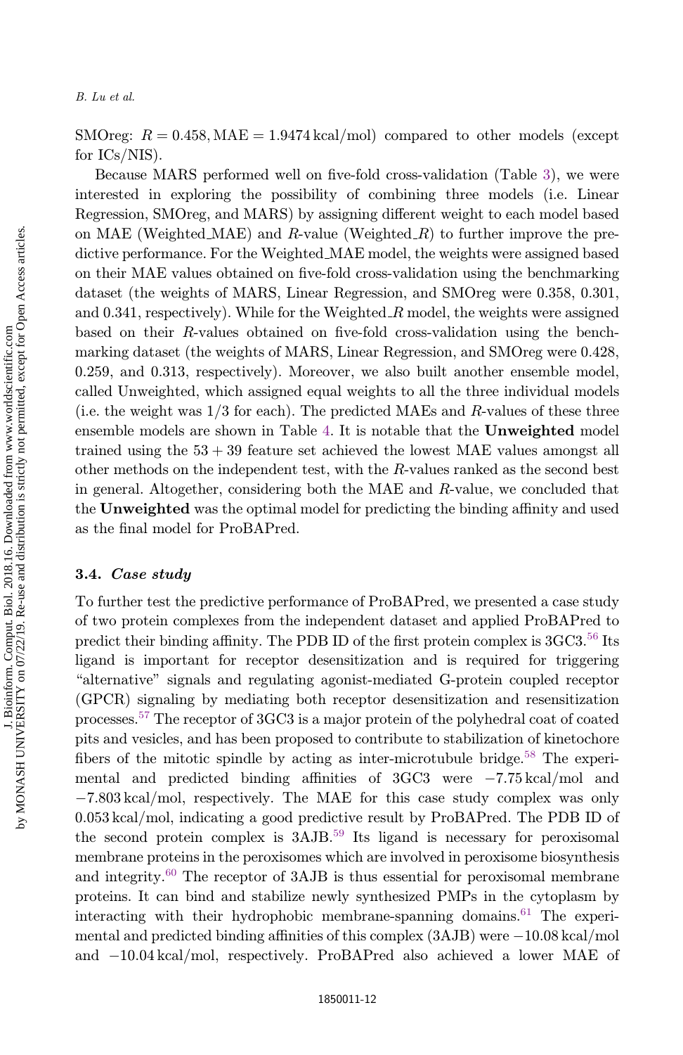SMOreg: $R = 0.458$, MAE = 1.9474 kcal/mol) compared to other models (except for ICs/NIS).

Because MARS performed well on five-fold cross-validation (Table 3), we were interested in exploring the possibility of combining three models (i.e. Linear Regression, SMOreg, and MARS) by assigning different weight to each model based on MAE (Weighted_MAE) and $R$-value (Weighted_$R$) to further improve the predictive performance. For the Weighted_MAE model, the weights were assigned based on their MAE values obtained on five-fold cross-validation using the benchmarking dataset (the weights of MARS, Linear Regression, and SMOreg were 0.358, 0.301, and 0.341, respectively). While for the Weighted_$R$ model, the weights were assigned based on their $R$-values obtained on five-fold cross-validation using the benchmarking dataset (the weights of MARS, Linear Regression, and SMOreg were 0.428, 0.259, and 0.313, respectively). Moreover, we also built another ensemble model, called Unweighted, which assigned equal weights to all the three individual models (i.e. the weight was 1/3 for each). The predicted MAEs and $R$-values of these three ensemble models are shown in Table 4. It is notable that the **Unweighted** model trained using the $53 + 39$ feature set achieved the lowest MAE values amongst all other methods on the independent test, with the $R$-values ranked as the second best in general. Altogether, considering both the MAE and $R$-value, we concluded that the **Unweighted** was the optimal model for predicting the binding affinity and used as the final model for ProBAPred.

### 3.4. *Case study*

To further test the predictive performance of ProBAPred, we presented a case study of two protein complexes from the independent dataset and applied ProBAPred to predict their binding affinity. The PDB ID of the first protein complex is 3GC3.[56] Its ligand is important for receptor desensitization and is required for triggering "alternative" signals and regulating agonist-mediated G-protein coupled receptor (GPCR) signaling by mediating both receptor desensitization and resensitization processes.[57] The receptor of 3GC3 is a major protein of the polyhedral coat of coated pits and vesicles, and has been proposed to contribute to stabilization of kinetochore fibers of the mitotic spindle by acting as inter-microtubule bridge.[58] The experimental and predicted binding affinities of 3GC3 were −7.75 kcal/mol and −7.803 kcal/mol, respectively. The MAE for this case study complex was only 0.053 kcal/mol, indicating a good predictive result by ProBAPred. The PDB ID of the second protein complex is 3AJB.[59] Its ligand is necessary for peroxisomal membrane proteins in the peroxisomes which are involved in peroxisome biosynthesis and integrity.[60] The receptor of 3AJB is thus essential for peroxisomal membrane proteins. It can bind and stabilize newly synthesized PMPs in the cytoplasm by interacting with their hydrophobic membrane-spanning domains.[61] The experimental and predicted binding affinities of this complex (3AJB) were −10.08 kcal/mol and −10.04 kcal/mol, respectively. ProBAPred also achieved a lower MAE of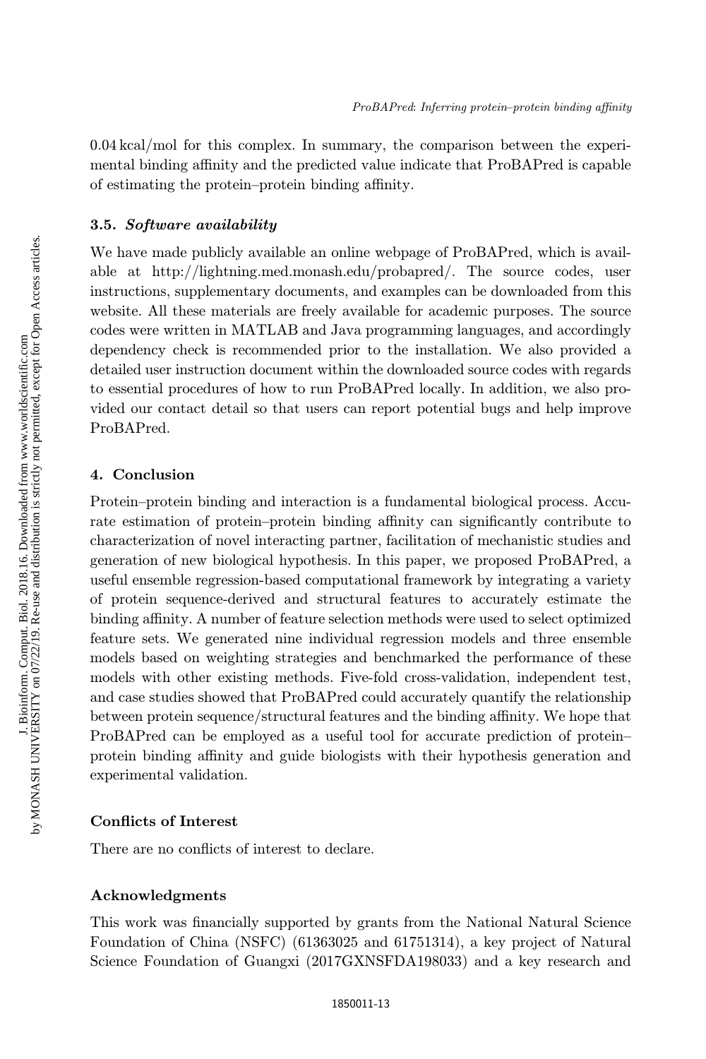0.04 kcal/mol for this complex. In summary, the comparison between the experimental binding affinity and the predicted value indicate that ProBAPred is capable of estimating the protein–protein binding affinity.

### 3.5. *Software availability*

We have made publicly available an online webpage of ProBAPred, which is available at http://lightning.med.monash.edu/probapred/. The source codes, user instructions, supplementary documents, and examples can be downloaded from this website. All these materials are freely available for academic purposes. The source codes were written in MATLAB and Java programming languages, and accordingly dependency check is recommended prior to the installation. We also provided a detailed user instruction document within the downloaded source codes with regards to essential procedures of how to run ProBAPred locally. In addition, we also provided our contact detail so that users can report potential bugs and help improve ProBAPred.

## 4. Conclusion

Protein–protein binding and interaction is a fundamental biological process. Accurate estimation of protein–protein binding affinity can significantly contribute to characterization of novel interacting partner, facilitation of mechanistic studies and generation of new biological hypothesis. In this paper, we proposed ProBAPred, a useful ensemble regression-based computational framework by integrating a variety of protein sequence-derived and structural features to accurately estimate the binding affinity. A number of feature selection methods were used to select optimized feature sets. We generated nine individual regression models and three ensemble models based on weighting strategies and benchmarked the performance of these models with other existing methods. Five-fold cross-validation, independent test, and case studies showed that ProBAPred could accurately quantify the relationship between protein sequence/structural features and the binding affinity. We hope that ProBAPred can be employed as a useful tool for accurate prediction of protein–protein binding affinity and guide biologists with their hypothesis generation and experimental validation.

## Conflicts of Interest

There are no conflicts of interest to declare.

## Acknowledgments

This work was financially supported by grants from the National Natural Science Foundation of China (NSFC) (61363025 and 61751314), a key project of Natural Science Foundation of Guangxi (2017GXNSFDA198033) and a key research and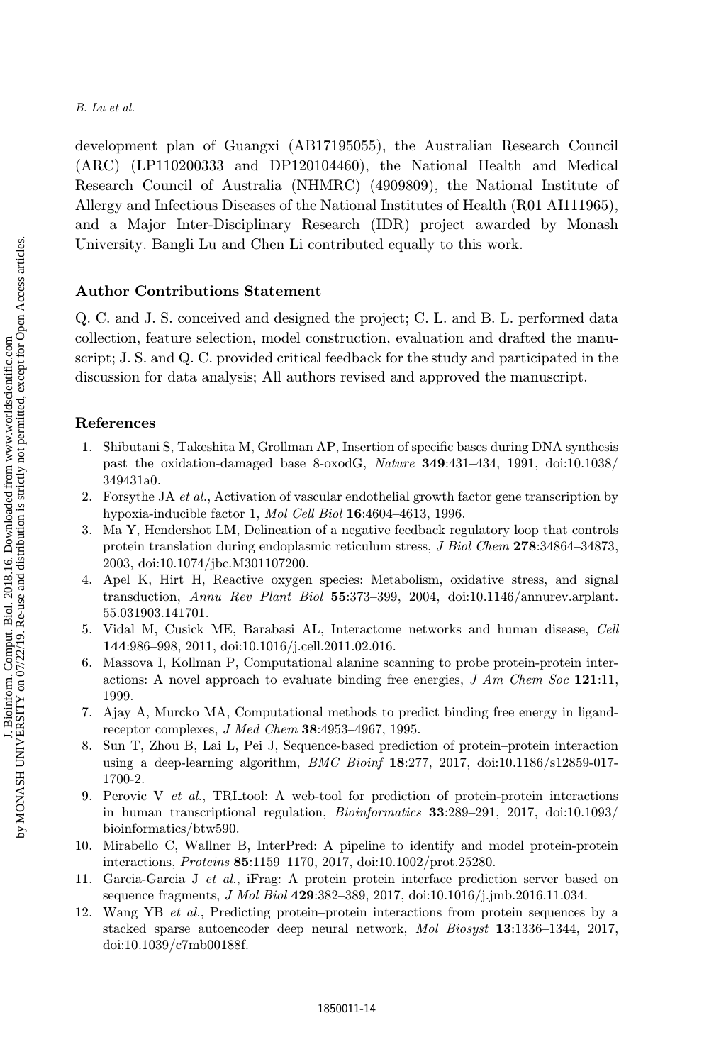development plan of Guangxi (AB17195055), the Australian Research Council (ARC) (LP110200333 and DP120104460), the National Health and Medical Research Council of Australia (NHMRC) (4909809), the National Institute of Allergy and Infectious Diseases of the National Institutes of Health (R01 AI111965), and a Major Inter-Disciplinary Research (IDR) project awarded by Monash University. Bangli Lu and Chen Li contributed equally to this work.

## Author Contributions Statement

Q. C. and J. S. conceived and designed the project; C. L. and B. L. performed data collection, feature selection, model construction, evaluation and drafted the manuscript; J. S. and Q. C. provided critical feedback for the study and participated in the discussion for data analysis; All authors revised and approved the manuscript.

## References

1. Shibutani S, Takeshita M, Grollman AP, Insertion of specific bases during DNA synthesis past the oxidation-damaged base 8-oxodG, *Nature* **349**:431–434, 1991, doi:10.1038/349431a0.
2. Forsythe JA *et al.*, Activation of vascular endothelial growth factor gene transcription by hypoxia-inducible factor 1, *Mol Cell Biol* **16**:4604–4613, 1996.
3. Ma Y, Hendershot LM, Delineation of a negative feedback regulatory loop that controls protein translation during endoplasmic reticulum stress, *J Biol Chem* **278**:34864–34873, 2003, doi:10.1074/jbc.M301107200.
4. Apel K, Hirt H, Reactive oxygen species: Metabolism, oxidative stress, and signal transduction, *Annu Rev Plant Biol* **55**:373–399, 2004, doi:10.1146/annurev.arplant.55.031903.141701.
5. Vidal M, Cusick ME, Barabasi AL, Interactome networks and human disease, *Cell* **144**:986–998, 2011, doi:10.1016/j.cell.2011.02.016.
6. Massova I, Kollman P, Computational alanine scanning to probe protein-protein interactions: A novel approach to evaluate binding free energies, *J Am Chem Soc* **121**:11, 1999.
7. Ajay A, Murcko MA, Computational methods to predict binding free energy in ligand-receptor complexes, *J Med Chem* **38**:4953–4967, 1995.
8. Sun T, Zhou B, Lai L, Pei J, Sequence-based prediction of protein–protein interaction using a deep-learning algorithm, *BMC Bioinf* **18**:277, 2017, doi:10.1186/s12859-017-1700-2.
9. Perovic V *et al.*, TRI_tool: A web-tool for prediction of protein-protein interactions in human transcriptional regulation, *Bioinformatics* **33**:289–291, 2017, doi:10.1093/bioinformatics/btw590.
10. Mirabello C, Wallner B, InterPred: A pipeline to identify and model protein-protein interactions, *Proteins* **85**:1159–1170, 2017, doi:10.1002/prot.25280.
11. Garcia-Garcia J *et al.*, iFrag: A protein–protein interface prediction server based on sequence fragments, *J Mol Biol* **429**:382–389, 2017, doi:10.1016/j.jmb.2016.11.034.
12. Wang YB *et al.*, Predicting protein–protein interactions from protein sequences by a stacked sparse autoencoder deep neural network, *Mol Biosyst* **13**:1336–1344, 2017, doi:10.1039/c7mb00188f.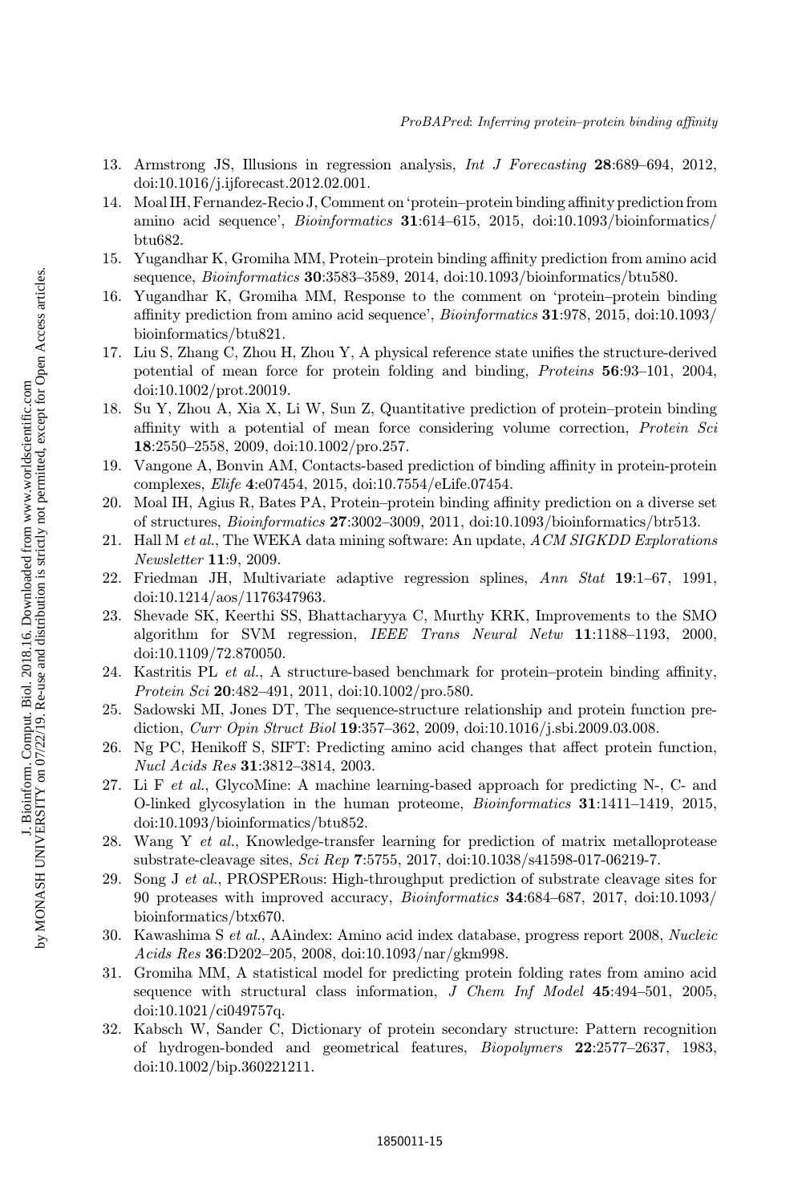13. Armstrong JS, Illusions in regression analysis, *Int J Forecasting* **28**:689–694, 2012, doi:10.1016/j.ijforecast.2012.02.001.
14. Moal IH, Fernandez-Recio J, Comment on 'protein–protein binding affinity prediction from amino acid sequence', *Bioinformatics* **31**:614–615, 2015, doi:10.1093/bioinformatics/btu682.
15. Yugandhar K, Gromiha MM, Protein–protein binding affinity prediction from amino acid sequence, *Bioinformatics* **30**:3583–3589, 2014, doi:10.1093/bioinformatics/btu580.
16. Yugandhar K, Gromiha MM, Response to the comment on 'protein–protein binding affinity prediction from amino acid sequence', *Bioinformatics* **31**:978, 2015, doi:10.1093/bioinformatics/btu821.
17. Liu S, Zhang C, Zhou H, Zhou Y, A physical reference state unifies the structure-derived potential of mean force for protein folding and binding, *Proteins* **56**:93–101, 2004, doi:10.1002/prot.20019.
18. Su Y, Zhou A, Xia X, Li W, Sun Z, Quantitative prediction of protein–protein binding affinity with a potential of mean force considering volume correction, *Protein Sci* **18**:2550–2558, 2009, doi:10.1002/pro.257.
19. Vangone A, Bonvin AM, Contacts-based prediction of binding affinity in protein-protein complexes, *Elife* **4**:e07454, 2015, doi:10.7554/eLife.07454.
20. Moal IH, Agius R, Bates PA, Protein–protein binding affinity prediction on a diverse set of structures, *Bioinformatics* **27**:3002–3009, 2011, doi:10.1093/bioinformatics/btr513.
21. Hall M *et al.*, The WEKA data mining software: An update, *ACM SIGKDD Explorations Newsletter* **11**:9, 2009.
22. Friedman JH, Multivariate adaptive regression splines, *Ann Stat* **19**:1–67, 1991, doi:10.1214/aos/1176347963.
23. Shevade SK, Keerthi SS, Bhattacharyya C, Murthy KRK, Improvements to the SMO algorithm for SVM regression, *IEEE Trans Neural Netw* **11**:1188–1193, 2000, doi:10.1109/72.870050.
24. Kastritis PL *et al.*, A structure-based benchmark for protein–protein binding affinity, *Protein Sci* **20**:482–491, 2011, doi:10.1002/pro.580.
25. Sadowski MI, Jones DT, The sequence-structure relationship and protein function prediction, *Curr Opin Struct Biol* **19**:357–362, 2009, doi:10.1016/j.sbi.2009.03.008.
26. Ng PC, Henikoff S, SIFT: Predicting amino acid changes that affect protein function, *Nucl Acids Res* **31**:3812–3814, 2003.
27. Li F *et al.*, GlycoMine: A machine learning-based approach for predicting N-, C- and O-linked glycosylation in the human proteome, *Bioinformatics* **31**:1411–1419, 2015, doi:10.1093/bioinformatics/btu852.
28. Wang Y *et al.*, Knowledge-transfer learning for prediction of matrix metalloprotease substrate-cleavage sites, *Sci Rep* **7**:5755, 2017, doi:10.1038/s41598-017-06219-7.
29. Song J *et al.*, PROSPERous: High-throughput prediction of substrate cleavage sites for 90 proteases with improved accuracy, *Bioinformatics* **34**:684–687, 2017, doi:10.1093/bioinformatics/btx670.
30. Kawashima S *et al.*, AAindex: Amino acid index database, progress report 2008, *Nucleic Acids Res* **36**:D202–205, 2008, doi:10.1093/nar/gkm998.
31. Gromiha MM, A statistical model for predicting protein folding rates from amino acid sequence with structural class information, *J Chem Inf Model* **45**:494–501, 2005, doi:10.1021/ci049757q.
32. Kabsch W, Sander C, Dictionary of protein secondary structure: Pattern recognition of hydrogen-bonded and geometrical features, *Biopolymers* **22**:2577–2637, 1983, doi:10.1002/bip.360221211.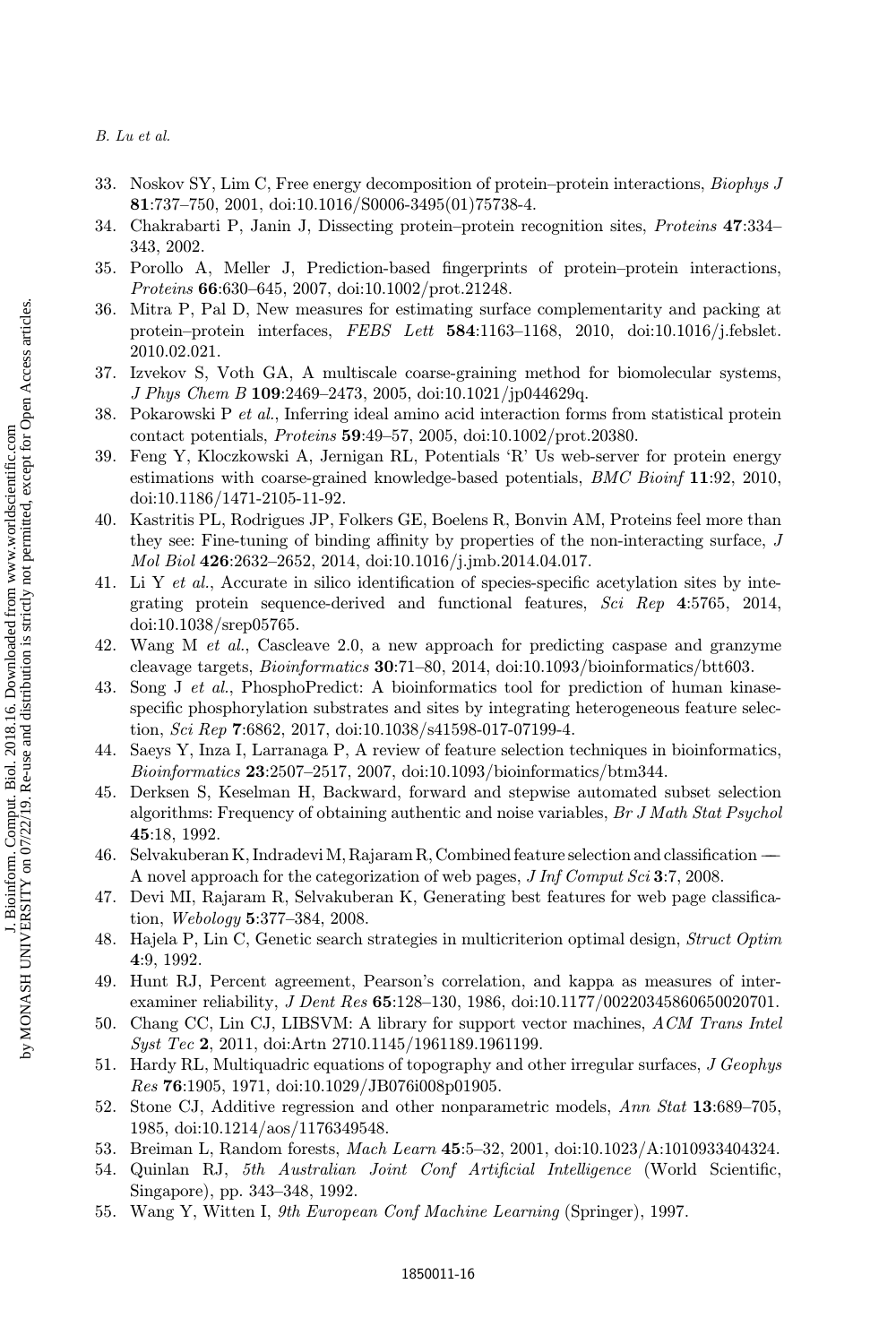33. Noskov SY, Lim C, Free energy decomposition of protein–protein interactions, *Biophys J* **81**:737–750, 2001, doi:10.1016/S0006-3495(01)75738-4.
34. Chakrabarti P, Janin J, Dissecting protein–protein recognition sites, *Proteins* **47**:334–343, 2002.
35. Porollo A, Meller J, Prediction-based fingerprints of protein–protein interactions, *Proteins* **66**:630–645, 2007, doi:10.1002/prot.21248.
36. Mitra P, Pal D, New measures for estimating surface complementarity and packing at protein–protein interfaces, *FEBS Lett* **584**:1163–1168, 2010, doi:10.1016/j.febslet.2010.02.021.
37. Izvekov S, Voth GA, A multiscale coarse-graining method for biomolecular systems, *J Phys Chem B* **109**:2469–2473, 2005, doi:10.1021/jp044629q.
38. Pokarowski P *et al.*, Inferring ideal amino acid interaction forms from statistical protein contact potentials, *Proteins* **59**:49–57, 2005, doi:10.1002/prot.20380.
39. Feng Y, Kloczkowski A, Jernigan RL, Potentials 'R' Us web-server for protein energy estimations with coarse-grained knowledge-based potentials, *BMC Bioinf* **11**:92, 2010, doi:10.1186/1471-2105-11-92.
40. Kastritis PL, Rodrigues JP, Folkers GE, Boelens R, Bonvin AM, Proteins feel more than they see: Fine-tuning of binding affinity by properties of the non-interacting surface, *J Mol Biol* **426**:2632–2652, 2014, doi:10.1016/j.jmb.2014.04.017.
41. Li Y *et al.*, Accurate in silico identification of species-specific acetylation sites by integrating protein sequence-derived and functional features, *Sci Rep* **4**:5765, 2014, doi:10.1038/srep05765.
42. Wang M *et al.*, Cascleave 2.0, a new approach for predicting caspase and granzyme cleavage targets, *Bioinformatics* **30**:71–80, 2014, doi:10.1093/bioinformatics/btt603.
43. Song J *et al.*, PhosphoPredict: A bioinformatics tool for prediction of human kinase-specific phosphorylation substrates and sites by integrating heterogeneous feature selection, *Sci Rep* **7**:6862, 2017, doi:10.1038/s41598-017-07199-4.
44. Saeys Y, Inza I, Larranaga P, A review of feature selection techniques in bioinformatics, *Bioinformatics* **23**:2507–2517, 2007, doi:10.1093/bioinformatics/btm344.
45. Derksen S, Keselman H, Backward, forward and stepwise automated subset selection algorithms: Frequency of obtaining authentic and noise variables, *Br J Math Stat Psychol* **45**:18, 1992.
46. Selvakuberan K, Indradevi M, Rajaram R, Combined feature selection and classification — A novel approach for the categorization of web pages, *J Inf Comput Sci* **3**:7, 2008.
47. Devi MI, Rajaram R, Selvakuberan K, Generating best features for web page classification, *Webology* **5**:377–384, 2008.
48. Hajela P, Lin C, Genetic search strategies in multicriterion optimal design, *Struct Optim* **4**:9, 1992.
49. Hunt RJ, Percent agreement, Pearson's correlation, and kappa as measures of inter-examiner reliability, *J Dent Res* **65**:128–130, 1986, doi:10.1177/00220345860650020701.
50. Chang CC, Lin CJ, LIBSVM: A library for support vector machines, *ACM Trans Intel Syst Tec* **2**, 2011, doi:Artn 2710.1145/1961189.1961199.
51. Hardy RL, Multiquadric equations of topography and other irregular surfaces, *J Geophys Res* **76**:1905, 1971, doi:10.1029/JB076i008p01905.
52. Stone CJ, Additive regression and other nonparametric models, *Ann Stat* **13**:689–705, 1985, doi:10.1214/aos/1176349548.
53. Breiman L, Random forests, *Mach Learn* **45**:5–32, 2001, doi:10.1023/A:1010933404324.
54. Quinlan RJ, *5th Australian Joint Conf Artificial Intelligence* (World Scientific, Singapore), pp. 343–348, 1992.
55. Wang Y, Witten I, *9th European Conf Machine Learning* (Springer), 1997.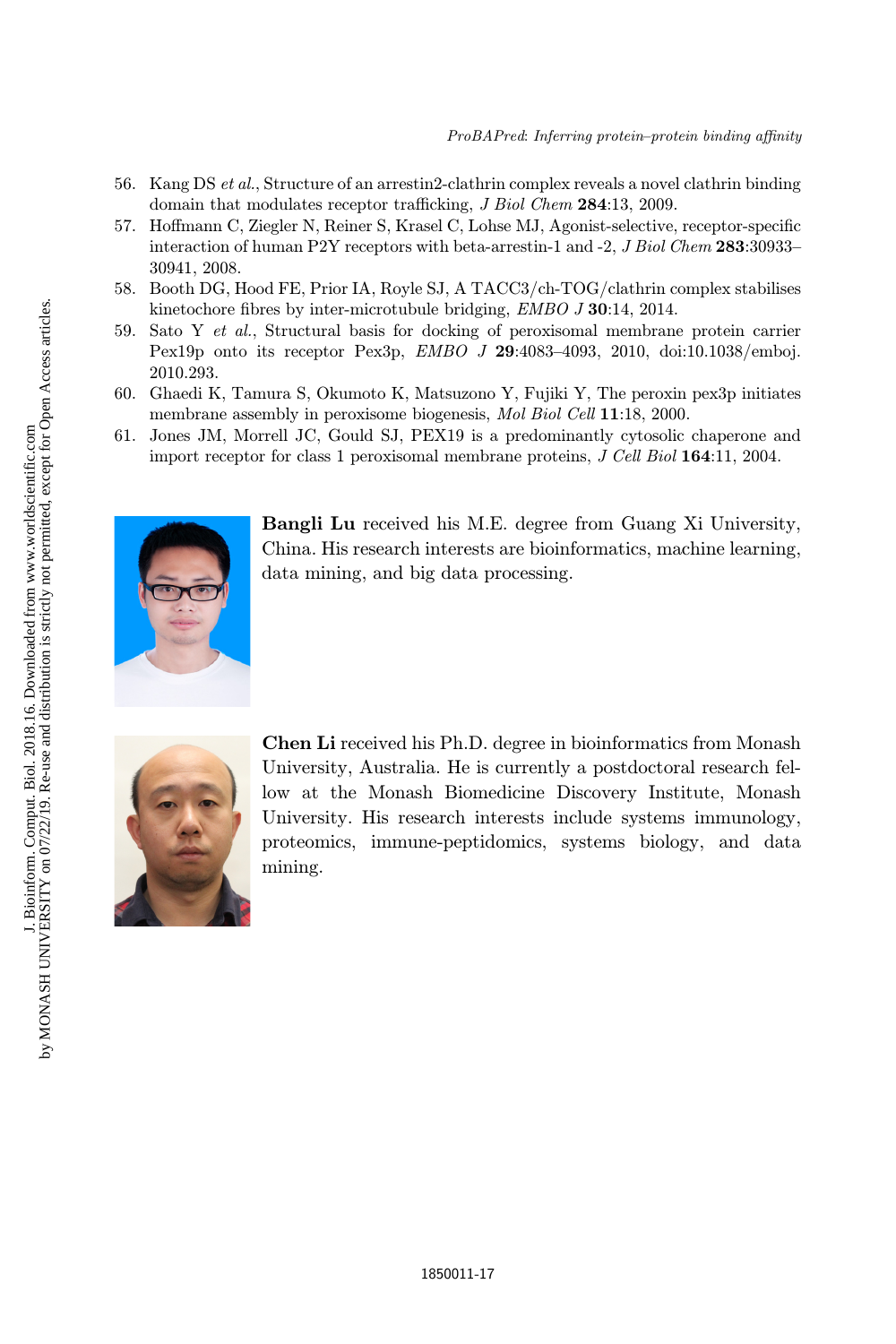56. Kang DS *et al.*, Structure of an arrestin2-clathrin complex reveals a novel clathrin binding domain that modulates receptor trafficking, *J Biol Chem* **284**:13, 2009.
57. Hoffmann C, Ziegler N, Reiner S, Krasel C, Lohse MJ, Agonist-selective, receptor-specific interaction of human P2Y receptors with beta-arrestin-1 and -2, *J Biol Chem* **283**:30933–30941, 2008.
58. Booth DG, Hood FE, Prior IA, Royle SJ, A TACC3/ch-TOG/clathrin complex stabilises kinetochore fibres by inter-microtubule bridging, *EMBO J* **30**:14, 2014.
59. Sato Y *et al.*, Structural basis for docking of peroxisomal membrane protein carrier Pex19p onto its receptor Pex3p, *EMBO J* **29**:4083–4093, 2010, doi:10.1038/emboj.2010.293.
60. Ghaedi K, Tamura S, Okumoto K, Matsuzono Y, Fujiki Y, The peroxin pex3p initiates membrane assembly in peroxisome biogenesis, *Mol Biol Cell* **11**:18, 2000.
61. Jones JM, Morrell JC, Gould SJ, PEX19 is a predominantly cytosolic chaperone and import receptor for class 1 peroxisomal membrane proteins, *J Cell Biol* **164**:11, 2004.

**Bangli Lu** received his M.E. degree from Guang Xi University, China. His research interests are bioinformatics, machine learning, data mining, and big data processing.

**Chen Li** received his Ph.D. degree in bioinformatics from Monash University, Australia. He is currently a postdoctoral research fellow at the Monash Biomedicine Discovery Institute, Monash University. His research interests include systems immunology, proteomics, immune-peptidomics, systems biology, and data mining.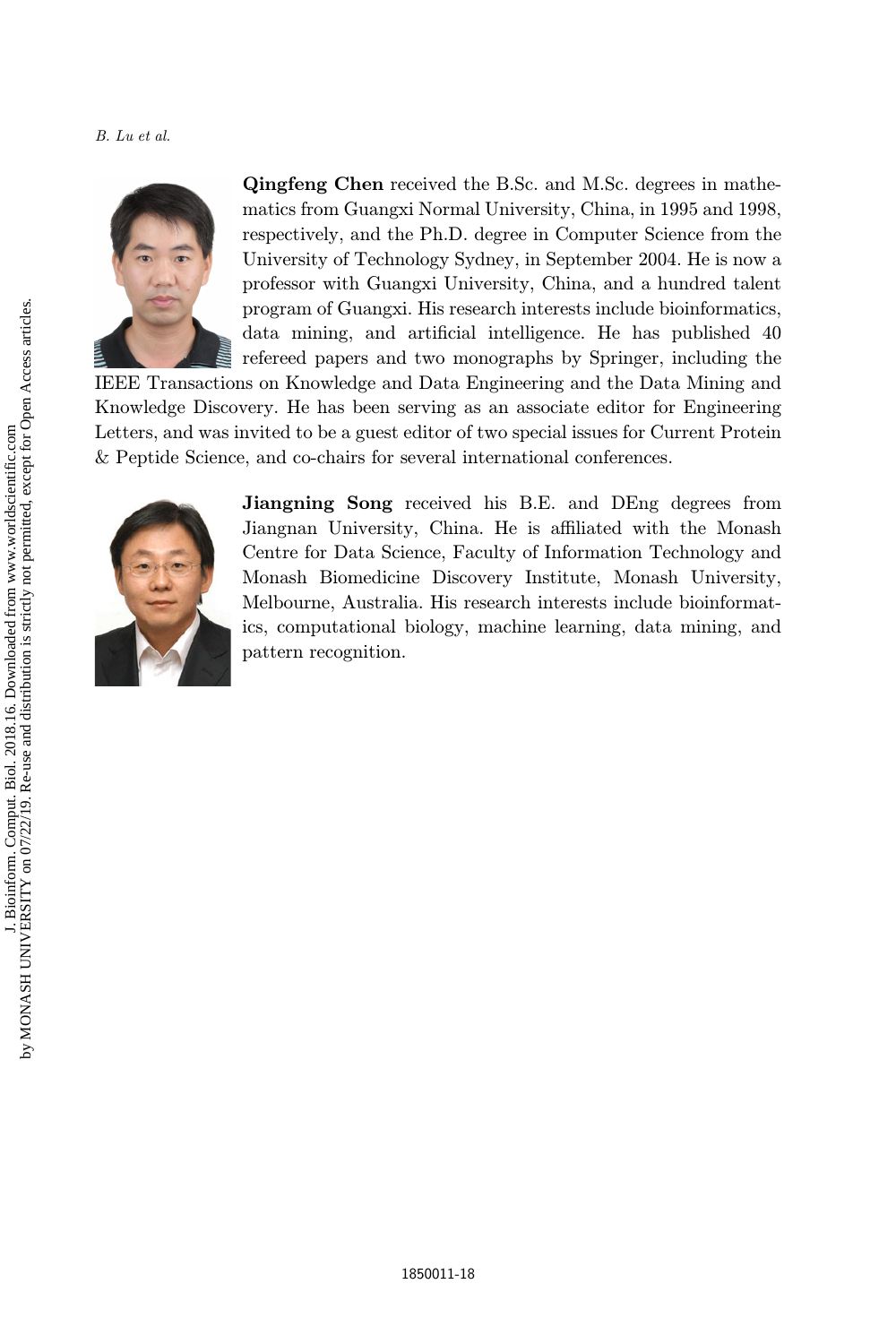**Qingfeng Chen** received the B.Sc. and M.Sc. degrees in mathematics from Guangxi Normal University, China, in 1995 and 1998, respectively, and the Ph.D. degree in Computer Science from the University of Technology Sydney, in September 2004. He is now a professor with Guangxi University, China, and a hundred talent program of Guangxi. His research interests include bioinformatics, data mining, and artificial intelligence. He has published 40 refereed papers and two monographs by Springer, including the IEEE Transactions on Knowledge and Data Engineering and the Data Mining and Knowledge Discovery. He has been serving as an associate editor for Engineering Letters, and was invited to be a guest editor of two special issues for Current Protein & Peptide Science, and co-chairs for several international conferences.

**Jiangning Song** received his B.E. and DEng degrees from Jiangnan University, China. He is affiliated with the Monash Centre for Data Science, Faculty of Information Technology and Monash Biomedicine Discovery Institute, Monash University, Melbourne, Australia. His research interests include bioinformatics, computational biology, machine learning, data mining, and pattern recognition.